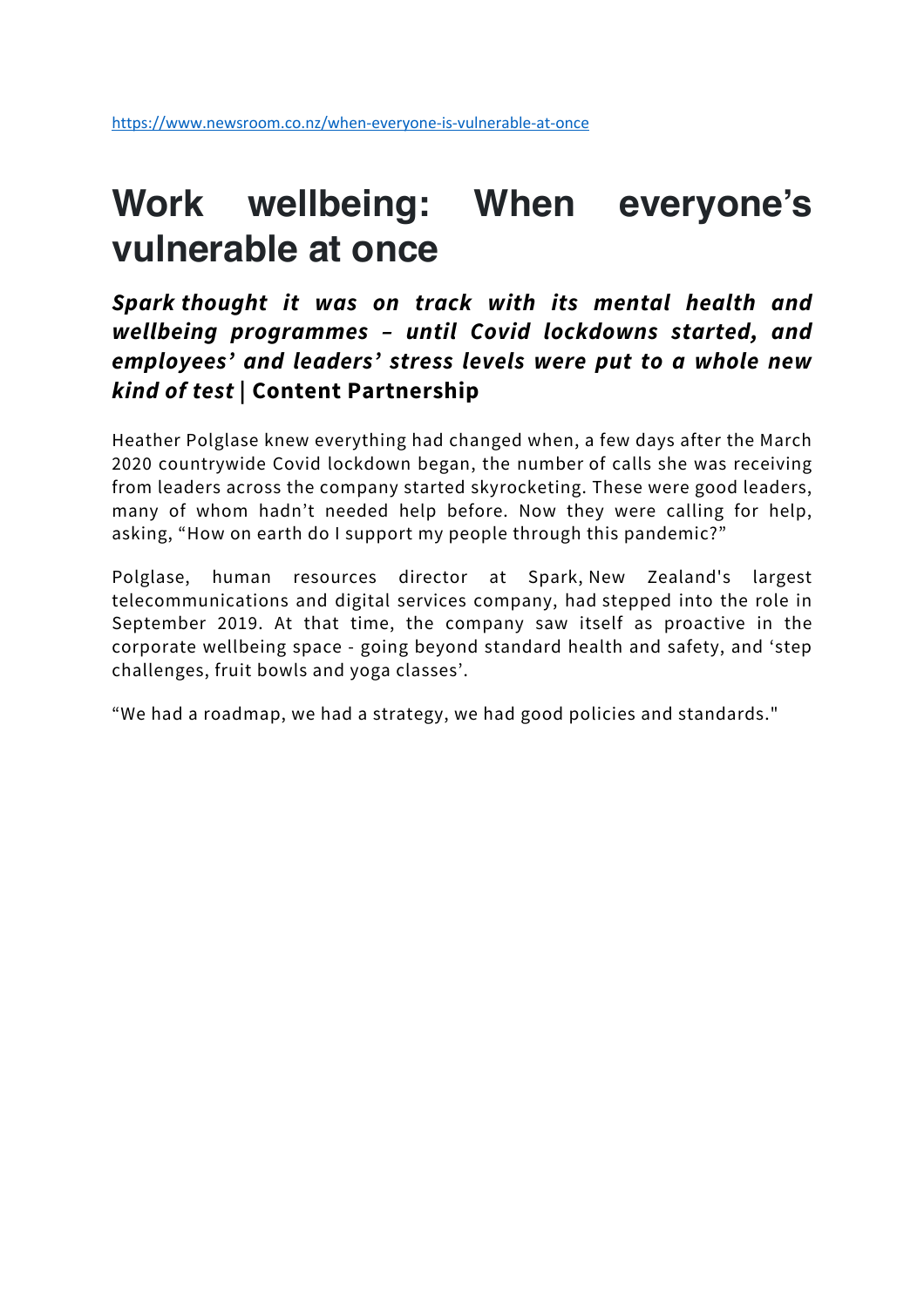https://www.newsroom.co.nz/when-everyone-is-vulnerable-at-once

# Work wellbeing: When everyone's vulnerable at once

***Spark thought it was on track with its mental health and wellbeing programmes – until Covid lockdowns started, and employees' and leaders' stress levels were put to a whole new kind of test*** **| Content Partnership**

Heather Polglase knew everything had changed when, a few days after the March 2020 countrywide Covid lockdown began, the number of calls she was receiving from leaders across the company started skyrocketing. These were good leaders, many of whom hadn't needed help before. Now they were calling for help, asking, "How on earth do I support my people through this pandemic?"

Polglase, human resources director at Spark, New Zealand's largest telecommunications and digital services company, had stepped into the role in September 2019. At that time, the company saw itself as proactive in the corporate wellbeing space - going beyond standard health and safety, and 'step challenges, fruit bowls and yoga classes'.

"We had a roadmap, we had a strategy, we had good policies and standards."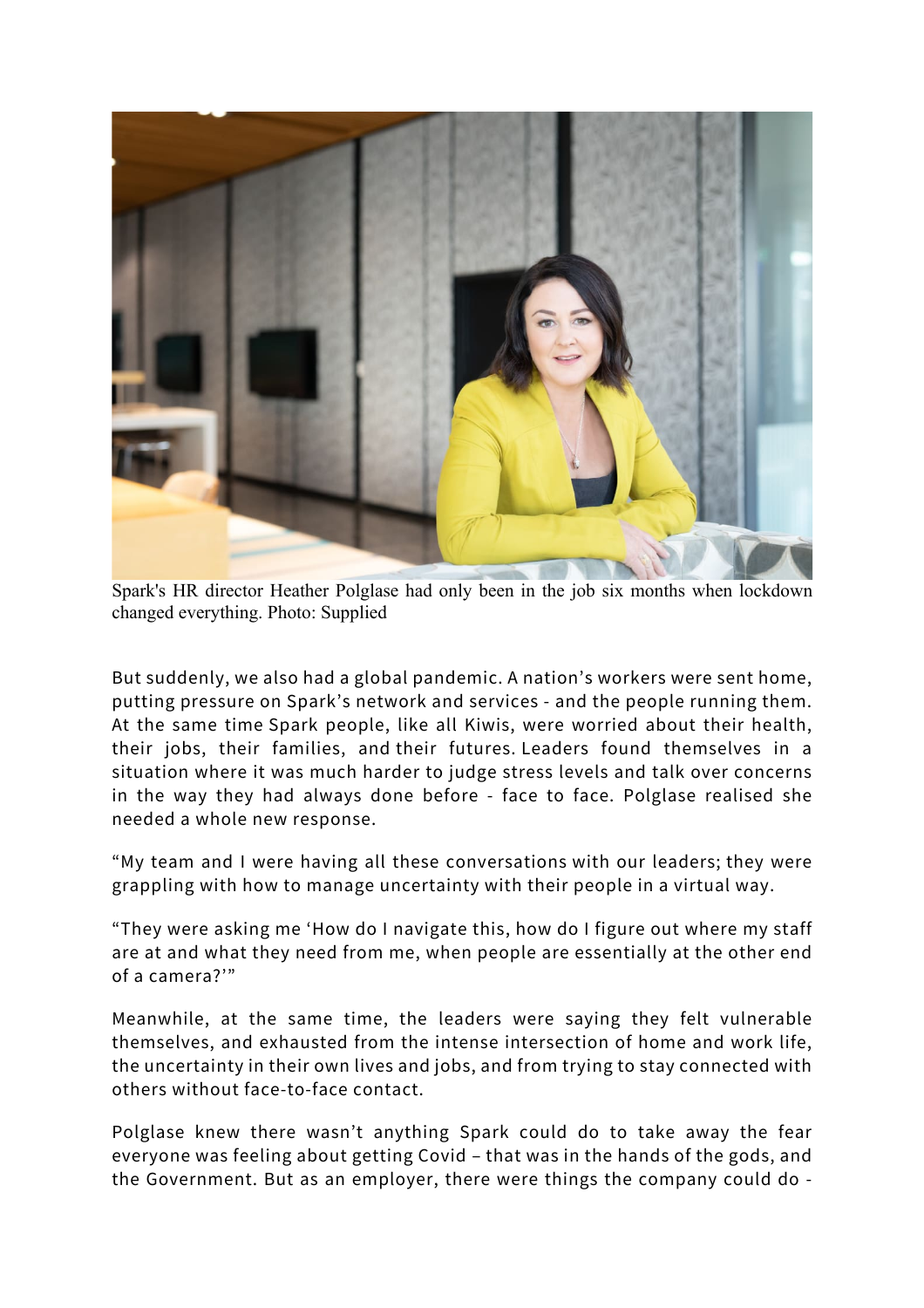Spark's HR director Heather Polglase had only been in the job six months when lockdown changed everything. Photo: Supplied

But suddenly, we also had a global pandemic. A nation's workers were sent home, putting pressure on Spark's network and services - and the people running them. At the same time Spark people, like all Kiwis, were worried about their health, their jobs, their families, and their futures. Leaders found themselves in a situation where it was much harder to judge stress levels and talk over concerns in the way they had always done before - face to face. Polglase realised she needed a whole new response.

"My team and I were having all these conversations with our leaders; they were grappling with how to manage uncertainty with their people in a virtual way.

"They were asking me 'How do I navigate this, how do I figure out where my staff are at and what they need from me, when people are essentially at the other end of a camera?'"

Meanwhile, at the same time, the leaders were saying they felt vulnerable themselves, and exhausted from the intense intersection of home and work life, the uncertainty in their own lives and jobs, and from trying to stay connected with others without face-to-face contact.

Polglase knew there wasn't anything Spark could do to take away the fear everyone was feeling about getting Covid – that was in the hands of the gods, and the Government. But as an employer, there were things the company could do -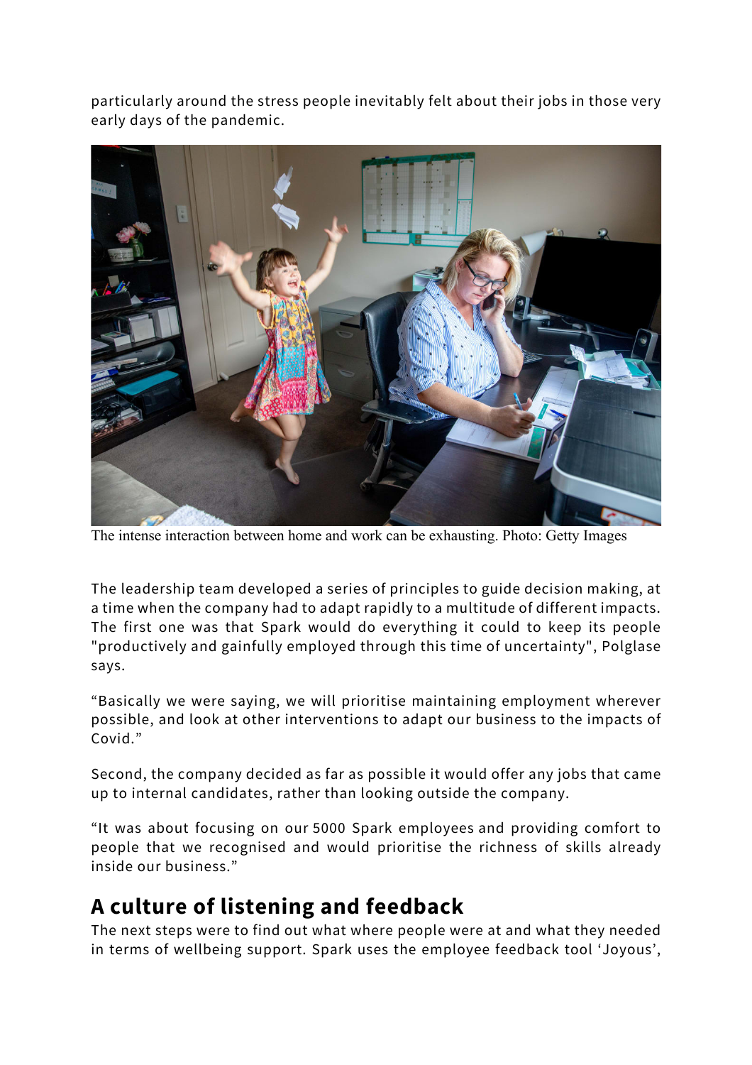particularly around the stress people inevitably felt about their jobs in those very early days of the pandemic.

The intense interaction between home and work can be exhausting. Photo: Getty Images

The leadership team developed a series of principles to guide decision making, at a time when the company had to adapt rapidly to a multitude of different impacts. The first one was that Spark would do everything it could to keep its people "productively and gainfully employed through this time of uncertainty", Polglase says.

“Basically we were saying, we will prioritise maintaining employment wherever possible, and look at other interventions to adapt our business to the impacts of Covid.”

Second, the company decided as far as possible it would offer any jobs that came up to internal candidates, rather than looking outside the company.

“It was about focusing on our 5000 Spark employees and providing comfort to people that we recognised and would prioritise the richness of skills already inside our business.”

## A culture of listening and feedback

The next steps were to find out what where people were at and what they needed in terms of wellbeing support. Spark uses the employee feedback tool ‘Joyous’,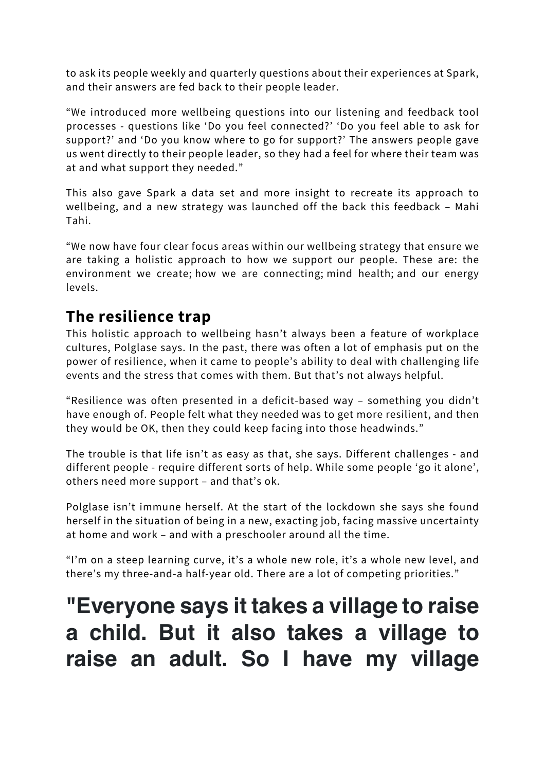to ask its people weekly and quarterly questions about their experiences at Spark, and their answers are fed back to their people leader.

“We introduced more wellbeing questions into our listening and feedback tool processes - questions like ‘Do you feel connected?’ ‘Do you feel able to ask for support?’ and ‘Do you know where to go for support?’ The answers people gave us went directly to their people leader, so they had a feel for where their team was at and what support they needed.”

This also gave Spark a data set and more insight to recreate its approach to wellbeing, and a new strategy was launched off the back this feedback – Mahi Tahi.

“We now have four clear focus areas within our wellbeing strategy that ensure we are taking a holistic approach to how we support our people. These are: the environment we create; how we are connecting; mind health; and our energy levels.

## The resilience trap

This holistic approach to wellbeing hasn’t always been a feature of workplace cultures, Polglase says. In the past, there was often a lot of emphasis put on the power of resilience, when it came to people’s ability to deal with challenging life events and the stress that comes with them. But that’s not always helpful.

“Resilience was often presented in a deficit-based way – something you didn’t have enough of. People felt what they needed was to get more resilient, and then they would be OK, then they could keep facing into those headwinds.”

The trouble is that life isn’t as easy as that, she says. Different challenges - and different people - require different sorts of help. While some people ‘go it alone’, others need more support – and that’s ok.

Polglase isn’t immune herself. At the start of the lockdown she says she found herself in the situation of being in a new, exacting job, facing massive uncertainty at home and work – and with a preschooler around all the time.

“I’m on a steep learning curve, it’s a whole new role, it’s a whole new level, and there’s my three-and-a half-year old. There are a lot of competing priorities.”

# "Everyone says it takes a village to raise a child. But it also takes a village to raise an adult. So I have my village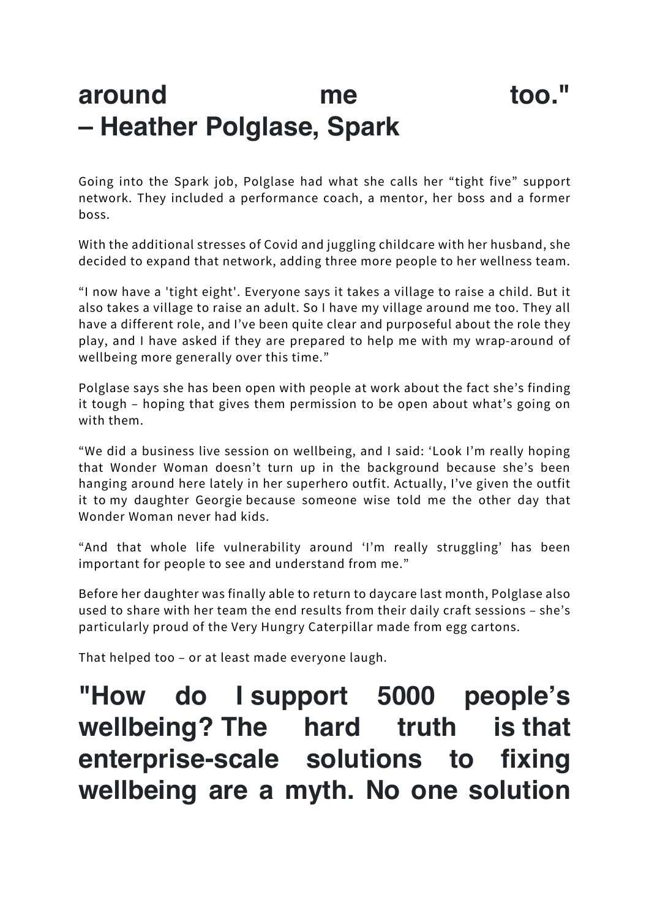## around me too." – Heather Polglase, Spark

Going into the Spark job, Polglase had what she calls her "tight five" support network. They included a performance coach, a mentor, her boss and a former boss.

With the additional stresses of Covid and juggling childcare with her husband, she decided to expand that network, adding three more people to her wellness team.

"I now have a 'tight eight'. Everyone says it takes a village to raise a child. But it also takes a village to raise an adult. So I have my village around me too. They all have a different role, and I've been quite clear and purposeful about the role they play, and I have asked if they are prepared to help me with my wrap-around of wellbeing more generally over this time."

Polglase says she has been open with people at work about the fact she's finding it tough – hoping that gives them permission to be open about what's going on with them.

"We did a business live session on wellbeing, and I said: 'Look I'm really hoping that Wonder Woman doesn't turn up in the background because she's been hanging around here lately in her superhero outfit. Actually, I've given the outfit it to my daughter Georgie because someone wise told me the other day that Wonder Woman never had kids.

"And that whole life vulnerability around 'I'm really struggling' has been important for people to see and understand from me."

Before her daughter was finally able to return to daycare last month, Polglase also used to share with her team the end results from their daily craft sessions – she's particularly proud of the Very Hungry Caterpillar made from egg cartons.

That helped too – or at least made everyone laugh.

## "How do I support 5000 people's wellbeing? The hard truth is that enterprise-scale solutions to fixing wellbeing are a myth. No one solution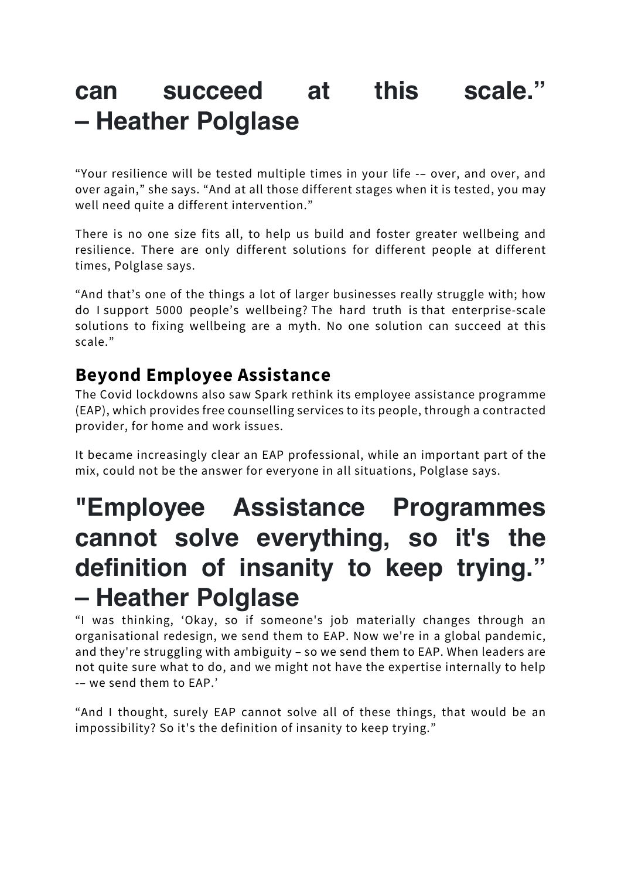# can succeed at this scale." – Heather Polglase

"Your resilience will be tested multiple times in your life -– over, and over, and over again," she says. "And at all those different stages when it is tested, you may well need quite a different intervention."

There is no one size fits all, to help us build and foster greater wellbeing and resilience. There are only different solutions for different people at different times, Polglase says.

"And that's one of the things a lot of larger businesses really struggle with; how do I support 5000 people's wellbeing? The hard truth is that enterprise-scale solutions to fixing wellbeing are a myth. No one solution can succeed at this scale."

## Beyond Employee Assistance

The Covid lockdowns also saw Spark rethink its employee assistance programme (EAP), which provides free counselling services to its people, through a contracted provider, for home and work issues.

It became increasingly clear an EAP professional, while an important part of the mix, could not be the answer for everyone in all situations, Polglase says.

# "Employee Assistance Programmes cannot solve everything, so it's the definition of insanity to keep trying." – Heather Polglase

"I was thinking, 'Okay, so if someone's job materially changes through an organisational redesign, we send them to EAP. Now we're in a global pandemic, and they're struggling with ambiguity – so we send them to EAP. When leaders are not quite sure what to do, and we might not have the expertise internally to help -– we send them to EAP.'

"And I thought, surely EAP cannot solve all of these things, that would be an impossibility? So it's the definition of insanity to keep trying."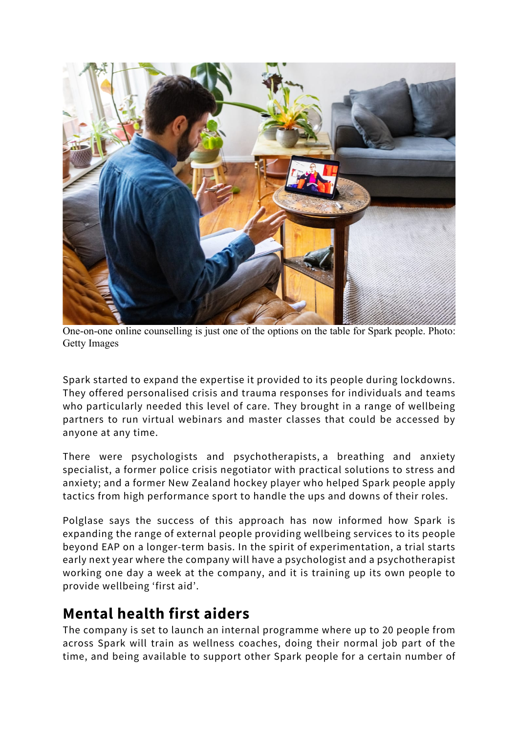One-on-one online counselling is just one of the options on the table for Spark people. Photo: Getty Images

Spark started to expand the expertise it provided to its people during lockdowns. They offered personalised crisis and trauma responses for individuals and teams who particularly needed this level of care. They brought in a range of wellbeing partners to run virtual webinars and master classes that could be accessed by anyone at any time.

There were psychologists and psychotherapists, a breathing and anxiety specialist, a former police crisis negotiator with practical solutions to stress and anxiety; and a former New Zealand hockey player who helped Spark people apply tactics from high performance sport to handle the ups and downs of their roles.

Polglase says the success of this approach has now informed how Spark is expanding the range of external people providing wellbeing services to its people beyond EAP on a longer-term basis. In the spirit of experimentation, a trial starts early next year where the company will have a psychologist and a psychotherapist working one day a week at the company, and it is training up its own people to provide wellbeing 'first aid'.

## Mental health first aiders

The company is set to launch an internal programme where up to 20 people from across Spark will train as wellness coaches, doing their normal job part of the time, and being available to support other Spark people for a certain number of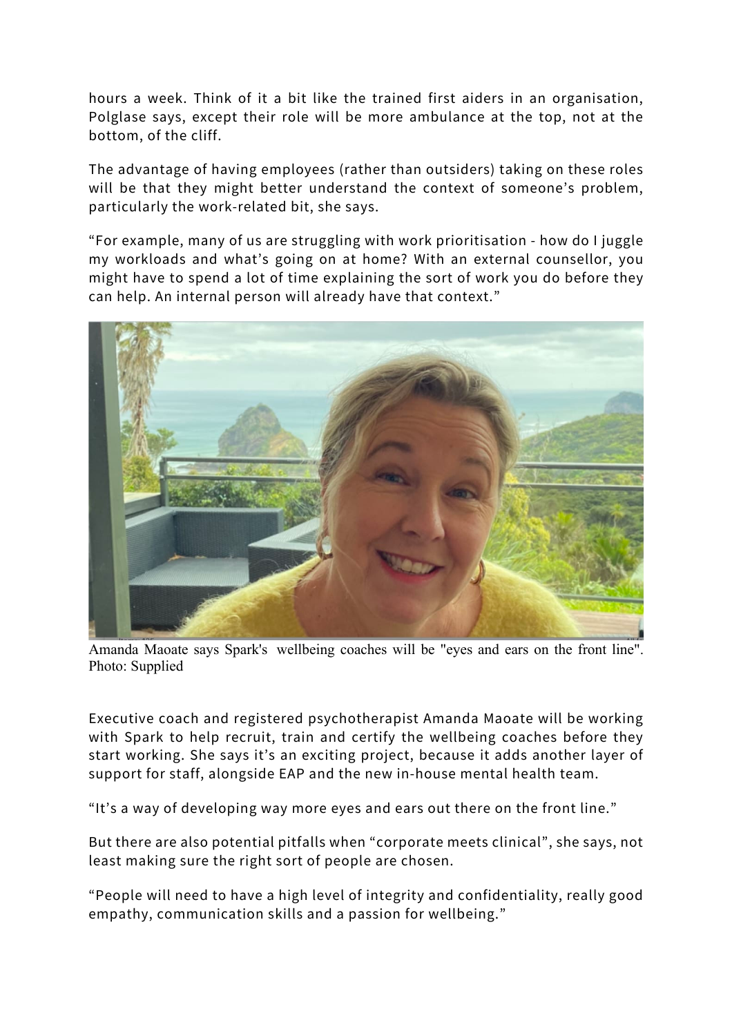hours a week. Think of it a bit like the trained first aiders in an organisation, Polglase says, except their role will be more ambulance at the top, not at the bottom, of the cliff.

The advantage of having employees (rather than outsiders) taking on these roles will be that they might better understand the context of someone's problem, particularly the work-related bit, she says.

"For example, many of us are struggling with work prioritisation - how do I juggle my workloads and what's going on at home? With an external counsellor, you might have to spend a lot of time explaining the sort of work you do before they can help. An internal person will already have that context."

Amanda Maoate says Spark's wellbeing coaches will be "eyes and ears on the front line". Photo: Supplied

Executive coach and registered psychotherapist Amanda Maoate will be working with Spark to help recruit, train and certify the wellbeing coaches before they start working. She says it's an exciting project, because it adds another layer of support for staff, alongside EAP and the new in-house mental health team.

"It's a way of developing way more eyes and ears out there on the front line."

But there are also potential pitfalls when "corporate meets clinical", she says, not least making sure the right sort of people are chosen.

"People will need to have a high level of integrity and confidentiality, really good empathy, communication skills and a passion for wellbeing."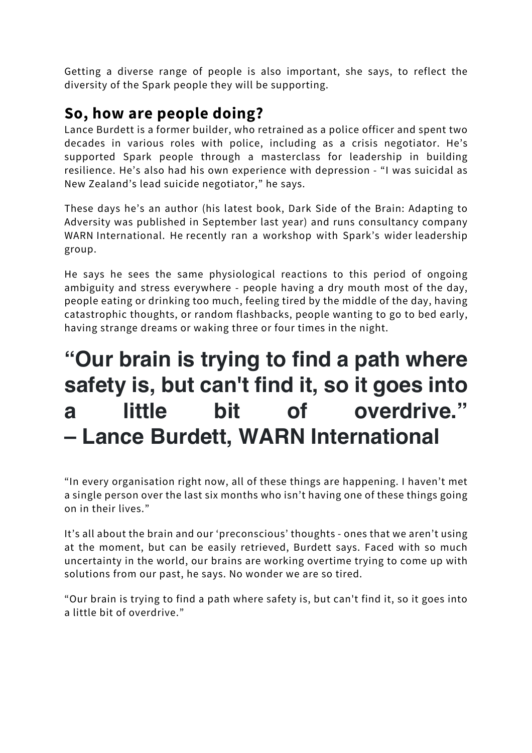Getting a diverse range of people is also important, she says, to reflect the diversity of the Spark people they will be supporting.

## So, how are people doing?

Lance Burdett is a former builder, who retrained as a police officer and spent two decades in various roles with police, including as a crisis negotiator. He's supported Spark people through a masterclass for leadership in building resilience. He's also had his own experience with depression - "I was suicidal as New Zealand's lead suicide negotiator," he says.

These days he's an author (his latest book, Dark Side of the Brain: Adapting to Adversity was published in September last year) and runs consultancy company WARN International. He recently ran a workshop with Spark's wider leadership group.

He says he sees the same physiological reactions to this period of ongoing ambiguity and stress everywhere - people having a dry mouth most of the day, people eating or drinking too much, feeling tired by the middle of the day, having catastrophic thoughts, or random flashbacks, people wanting to go to bed early, having strange dreams or waking three or four times in the night.

# "Our brain is trying to find a path where safety is, but can't find it, so it goes into a little bit of overdrive." – Lance Burdett, WARN International

"In every organisation right now, all of these things are happening. I haven't met a single person over the last six months who isn't having one of these things going on in their lives."

It's all about the brain and our 'preconscious' thoughts - ones that we aren't using at the moment, but can be easily retrieved, Burdett says. Faced with so much uncertainty in the world, our brains are working overtime trying to come up with solutions from our past, he says. No wonder we are so tired.

"Our brain is trying to find a path where safety is, but can't find it, so it goes into a little bit of overdrive."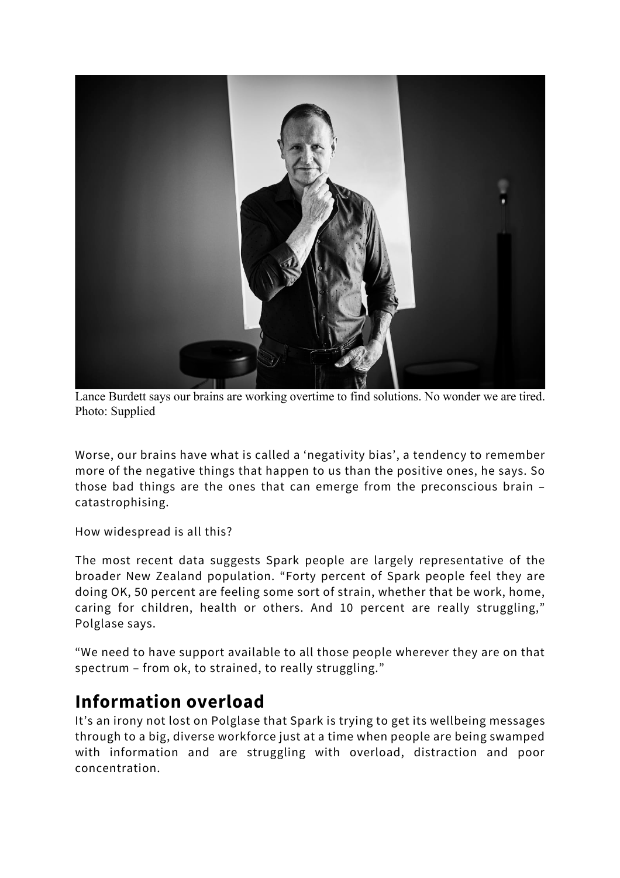Lance Burdett says our brains are working overtime to find solutions. No wonder we are tired. Photo: Supplied

Worse, our brains have what is called a 'negativity bias', a tendency to remember more of the negative things that happen to us than the positive ones, he says. So those bad things are the ones that can emerge from the preconscious brain – catastrophising.

How widespread is all this?

The most recent data suggests Spark people are largely representative of the broader New Zealand population. "Forty percent of Spark people feel they are doing OK, 50 percent are feeling some sort of strain, whether that be work, home, caring for children, health or others. And 10 percent are really struggling," Polglase says.

"We need to have support available to all those people wherever they are on that spectrum – from ok, to strained, to really struggling."

## Information overload

It's an irony not lost on Polglase that Spark is trying to get its wellbeing messages through to a big, diverse workforce just at a time when people are being swamped with information and are struggling with overload, distraction and poor concentration.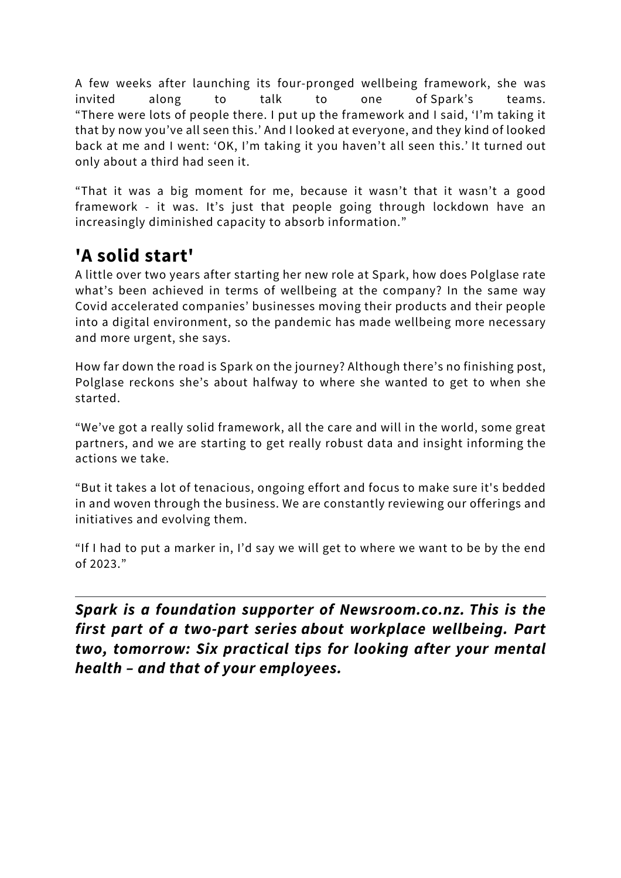A few weeks after launching its four-pronged wellbeing framework, she was invited along to talk to one of Spark's teams. "There were lots of people there. I put up the framework and I said, 'I'm taking it that by now you've all seen this.' And I looked at everyone, and they kind of looked back at me and I went: 'OK, I'm taking it you haven't all seen this.' It turned out only about a third had seen it.

"That it was a big moment for me, because it wasn't that it wasn't a good framework - it was. It's just that people going through lockdown have an increasingly diminished capacity to absorb information."

## 'A solid start'

A little over two years after starting her new role at Spark, how does Polglase rate what's been achieved in terms of wellbeing at the company? In the same way Covid accelerated companies' businesses moving their products and their people into a digital environment, so the pandemic has made wellbeing more necessary and more urgent, she says.

How far down the road is Spark on the journey? Although there's no finishing post, Polglase reckons she's about halfway to where she wanted to get to when she started.

"We've got a really solid framework, all the care and will in the world, some great partners, and we are starting to get really robust data and insight informing the actions we take.

"But it takes a lot of tenacious, ongoing effort and focus to make sure it's bedded in and woven through the business. We are constantly reviewing our offerings and initiatives and evolving them.

"If I had to put a marker in, I'd say we will get to where we want to be by the end of 2023."

---

***Spark is a foundation supporter of Newsroom.co.nz. This is the first part of a two-part series about workplace wellbeing. Part two, tomorrow: Six practical tips for looking after your mental health – and that of your employees.***